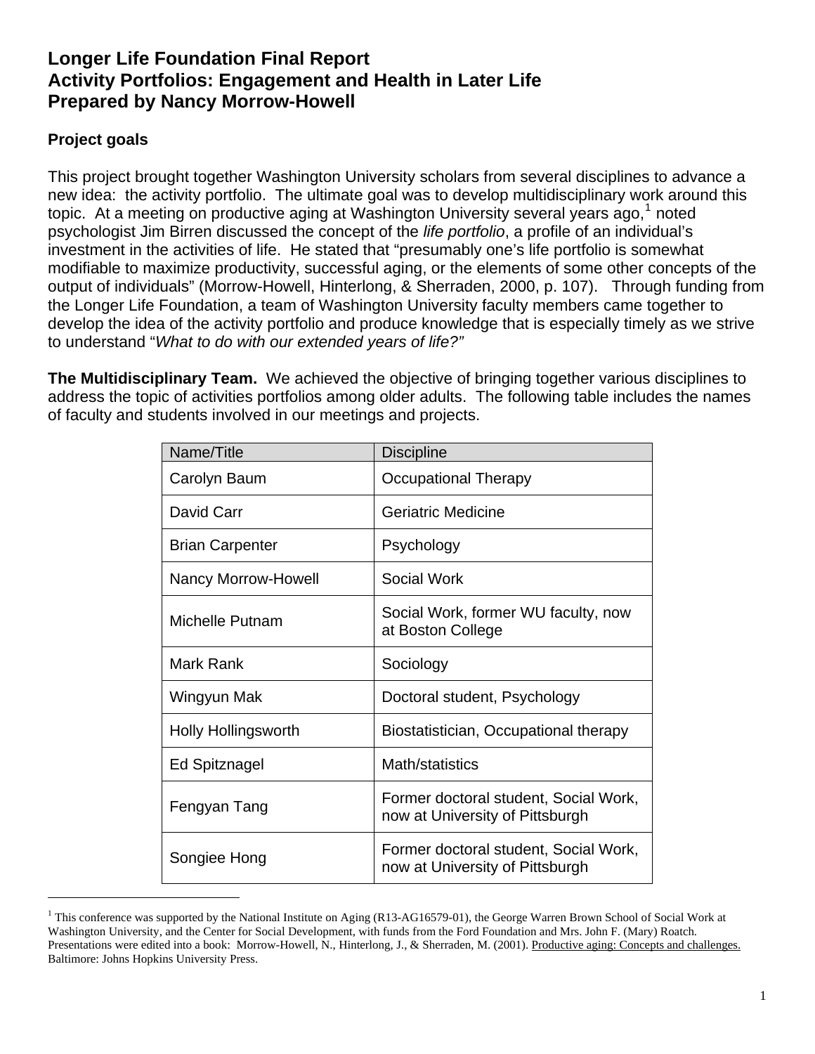# Longer Life Foundation Final Report
# Activity Portfolios: Engagement and Health in Later Life
# Prepared by Nancy Morrow-Howell

## Project goals

This project brought together Washington University scholars from several disciplines to advance a new idea: the activity portfolio. The ultimate goal was to develop multidisciplinary work around this topic. At a meeting on productive aging at Washington University several years ago,[1] noted psychologist Jim Birren discussed the concept of the *life portfolio*, a profile of an individual's investment in the activities of life. He stated that "presumably one's life portfolio is somewhat modifiable to maximize productivity, successful aging, or the elements of some other concepts of the output of individuals" (Morrow-Howell, Hinterlong, & Sherraden, 2000, p. 107). Through funding from the Longer Life Foundation, a team of Washington University faculty members came together to develop the idea of the activity portfolio and produce knowledge that is especially timely as we strive to understand "*What to do with our extended years of life?"*

**The Multidisciplinary Team.** We achieved the objective of bringing together various disciplines to address the topic of activities portfolios among older adults. The following table includes the names of faculty and students involved in our meetings and projects.

| Name/Title | Discipline |
|---|---|
| Carolyn Baum | Occupational Therapy |
| David Carr | Geriatric Medicine |
| Brian Carpenter | Psychology |
| Nancy Morrow-Howell | Social Work |
| Michelle Putnam | Social Work, former WU faculty, now at Boston College |
| Mark Rank | Sociology |
| Wingyun Mak | Doctoral student, Psychology |
| Holly Hollingsworth | Biostatistician, Occupational therapy |
| Ed Spitznagel | Math/statistics |
| Fengyan Tang | Former doctoral student, Social Work, now at University of Pittsburgh |
| Songiee Hong | Former doctoral student, Social Work, now at University of Pittsburgh |

[1] This conference was supported by the National Institute on Aging (R13-AG16579-01), the George Warren Brown School of Social Work at Washington University, and the Center for Social Development, with funds from the Ford Foundation and Mrs. John F. (Mary) Roatch. Presentations were edited into a book: Morrow-Howell, N., Hinterlong, J., & Sherraden, M. (2001). Productive aging: Concepts and challenges. Baltimore: Johns Hopkins University Press.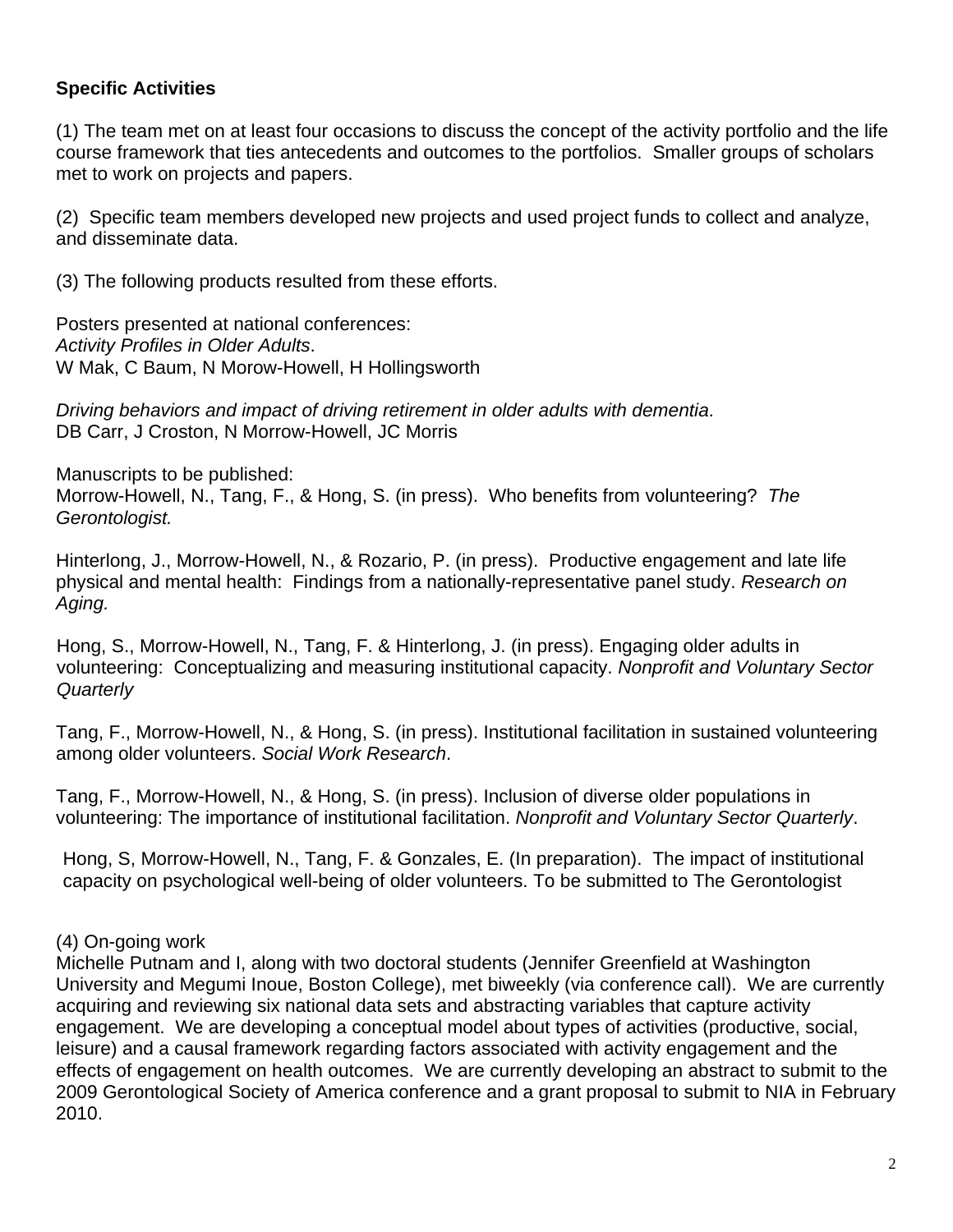**Specific Activities**

(1) The team met on at least four occasions to discuss the concept of the activity portfolio and the life course framework that ties antecedents and outcomes to the portfolios. Smaller groups of scholars met to work on projects and papers.

(2) Specific team members developed new projects and used project funds to collect and analyze, and disseminate data.

(3) The following products resulted from these efforts.

Posters presented at national conferences:
*Activity Profiles in Older Adults*.
W Mak, C Baum, N Morow-Howell, H Hollingsworth

*Driving behaviors and impact of driving retirement in older adults with dementia*.
DB Carr, J Croston, N Morrow-Howell, JC Morris

Manuscripts to be published:
Morrow-Howell, N., Tang, F., & Hong, S. (in press). Who benefits from volunteering? *The Gerontologist.*

Hinterlong, J., Morrow-Howell, N., & Rozario, P. (in press). Productive engagement and late life physical and mental health: Findings from a nationally-representative panel study. *Research on Aging.*

Hong, S., Morrow-Howell, N., Tang, F. & Hinterlong, J. (in press). Engaging older adults in volunteering: Conceptualizing and measuring institutional capacity. *Nonprofit and Voluntary Sector Quarterly*

Tang, F., Morrow-Howell, N., & Hong, S. (in press). Institutional facilitation in sustained volunteering among older volunteers. *Social Work Research*.

Tang, F., Morrow-Howell, N., & Hong, S. (in press). Inclusion of diverse older populations in volunteering: The importance of institutional facilitation. *Nonprofit and Voluntary Sector Quarterly*.

Hong, S, Morrow-Howell, N., Tang, F. & Gonzales, E. (In preparation). The impact of institutional capacity on psychological well-being of older volunteers. To be submitted to The Gerontologist

(4) On-going work
Michelle Putnam and I, along with two doctoral students (Jennifer Greenfield at Washington University and Megumi Inoue, Boston College), met biweekly (via conference call). We are currently acquiring and reviewing six national data sets and abstracting variables that capture activity engagement. We are developing a conceptual model about types of activities (productive, social, leisure) and a causal framework regarding factors associated with activity engagement and the effects of engagement on health outcomes. We are currently developing an abstract to submit to the 2009 Gerontological Society of America conference and a grant proposal to submit to NIA in February 2010.